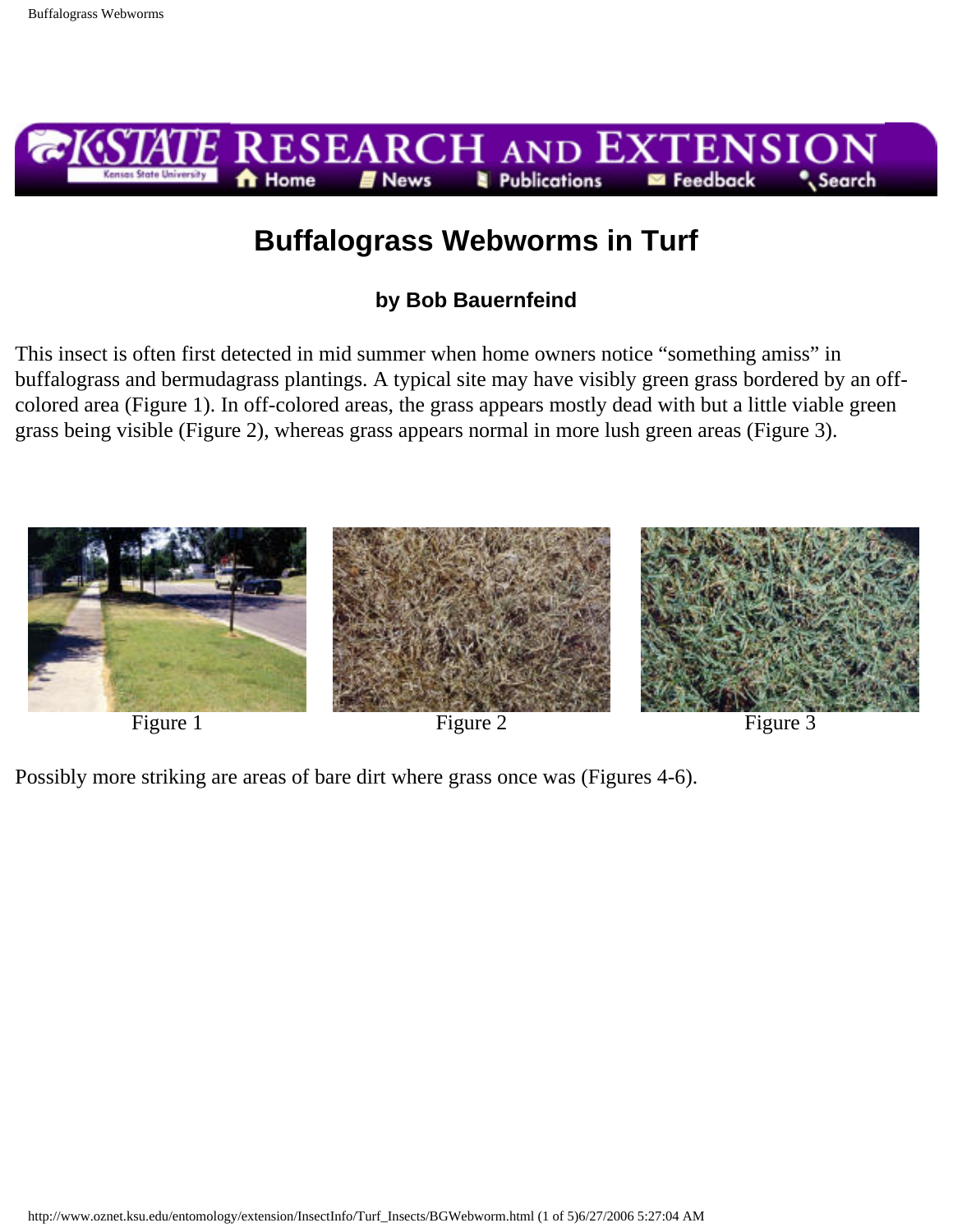# Buffalograss Webworms in Turf

**by Bob Bauernfeind**

This insect is often first detected in mid summer when home owners notice "something amiss" in buffalograss and bermudagrass plantings. A typical site may have visibly green grass bordered by an off-colored area (Figure 1). In off-colored areas, the grass appears mostly dead with but a little viable green grass being visible (Figure 2), whereas grass appears normal in more lush green areas (Figure 3).

Figure 1

Figure 2

Figure 3

Possibly more striking are areas of bare dirt where grass once was (Figures 4-6).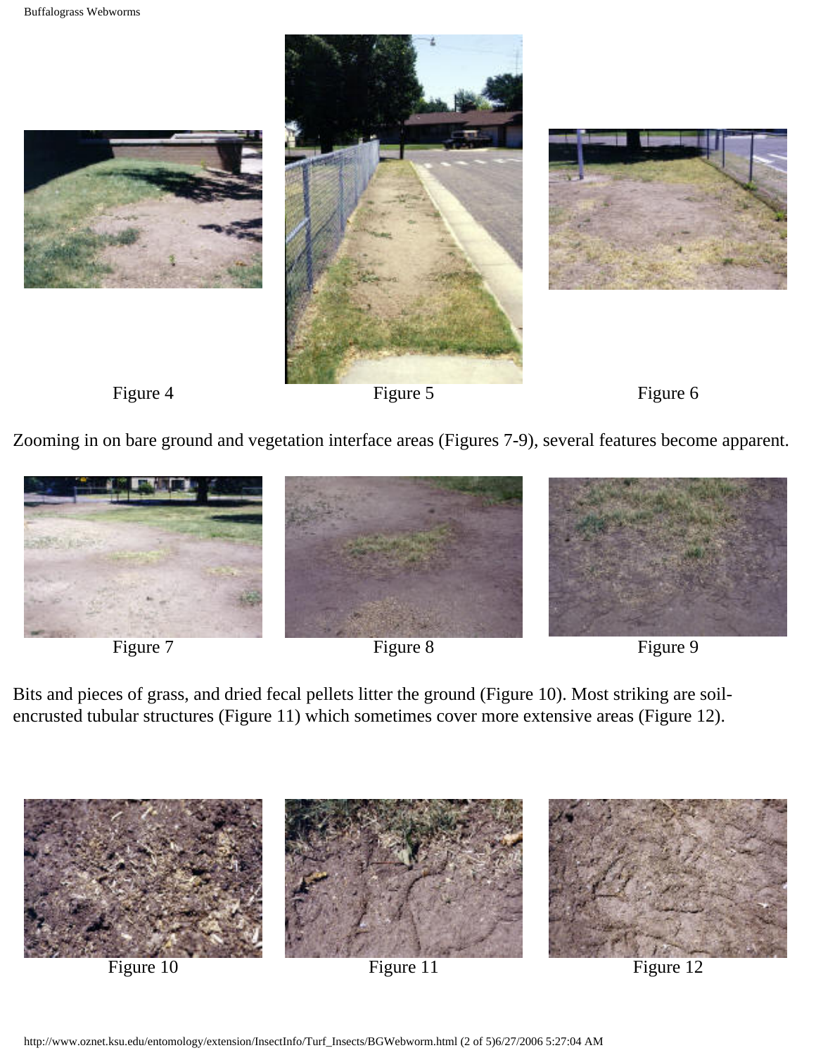Figure 4

Figure 5

Figure 6

Zooming in on bare ground and vegetation interface areas (Figures 7-9), several features become apparent.

Figure 7

Figure 8

Figure 9

Bits and pieces of grass, and dried fecal pellets litter the ground (Figure 10). Most striking are soil-encrusted tubular structures (Figure 11) which sometimes cover more extensive areas (Figure 12).

Figure 10

Figure 11

Figure 12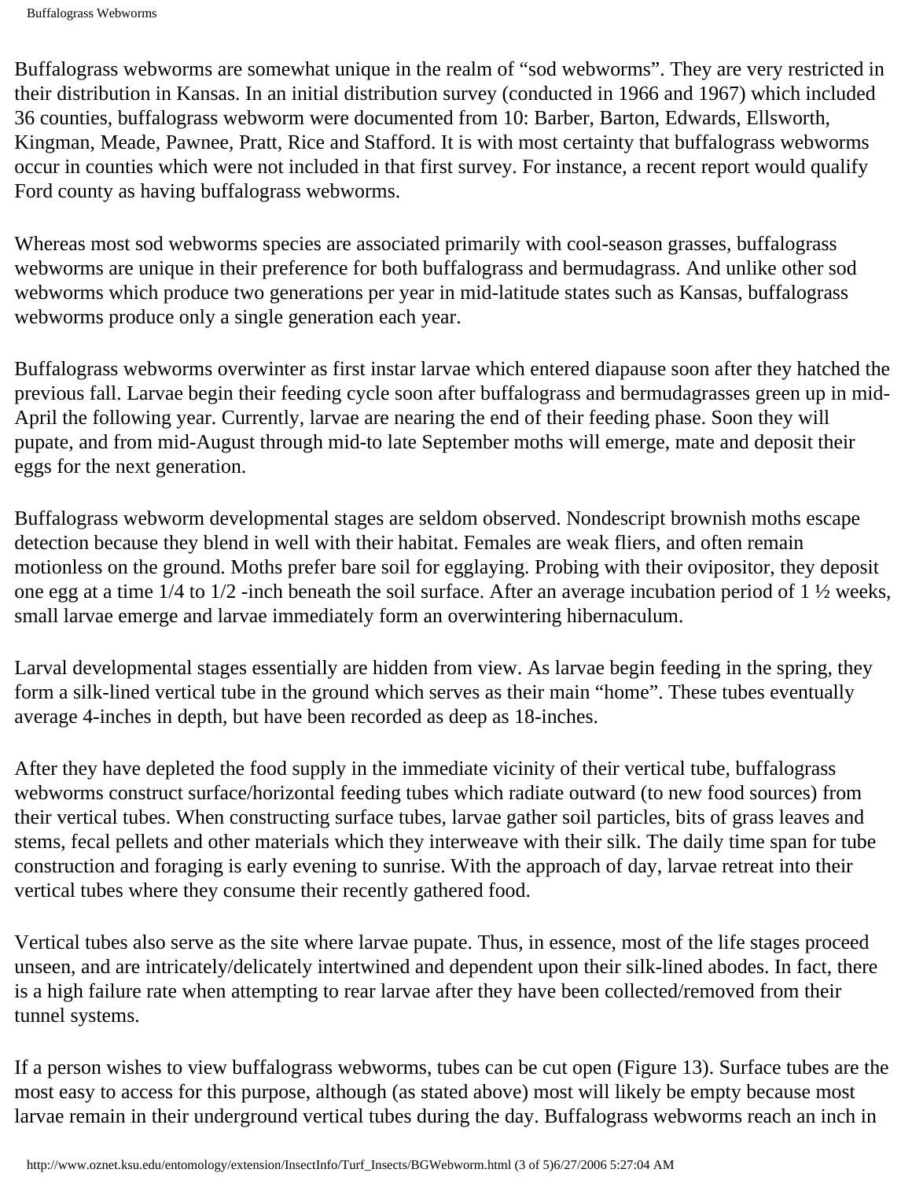Buffalograss webworms are somewhat unique in the realm of “sod webworms”. They are very restricted in their distribution in Kansas. In an initial distribution survey (conducted in 1966 and 1967) which included 36 counties, buffalograss webworm were documented from 10: Barber, Barton, Edwards, Ellsworth, Kingman, Meade, Pawnee, Pratt, Rice and Stafford. It is with most certainty that buffalograss webworms occur in counties which were not included in that first survey. For instance, a recent report would qualify Ford county as having buffalograss webworms.

Whereas most sod webworms species are associated primarily with cool-season grasses, buffalograss webworms are unique in their preference for both buffalograss and bermudagrass. And unlike other sod webworms which produce two generations per year in mid-latitude states such as Kansas, buffalograss webworms produce only a single generation each year.

Buffalograss webworms overwinter as first instar larvae which entered diapause soon after they hatched the previous fall. Larvae begin their feeding cycle soon after buffalograss and bermudagrasses green up in mid-April the following year. Currently, larvae are nearing the end of their feeding phase. Soon they will pupate, and from mid-August through mid-to late September moths will emerge, mate and deposit their eggs for the next generation.

Buffalograss webworm developmental stages are seldom observed. Nondescript brownish moths escape detection because they blend in well with their habitat. Females are weak fliers, and often remain motionless on the ground. Moths prefer bare soil for egglaying. Probing with their ovipositor, they deposit one egg at a time 1/4 to 1/2 -inch beneath the soil surface. After an average incubation period of 1 ½ weeks, small larvae emerge and larvae immediately form an overwintering hibernaculum.

Larval developmental stages essentially are hidden from view. As larvae begin feeding in the spring, they form a silk-lined vertical tube in the ground which serves as their main “home”. These tubes eventually average 4-inches in depth, but have been recorded as deep as 18-inches.

After they have depleted the food supply in the immediate vicinity of their vertical tube, buffalograss webworms construct surface/horizontal feeding tubes which radiate outward (to new food sources) from their vertical tubes. When constructing surface tubes, larvae gather soil particles, bits of grass leaves and stems, fecal pellets and other materials which they interweave with their silk. The daily time span for tube construction and foraging is early evening to sunrise. With the approach of day, larvae retreat into their vertical tubes where they consume their recently gathered food.

Vertical tubes also serve as the site where larvae pupate. Thus, in essence, most of the life stages proceed unseen, and are intricately/delicately intertwined and dependent upon their silk-lined abodes. In fact, there is a high failure rate when attempting to rear larvae after they have been collected/removed from their tunnel systems.

If a person wishes to view buffalograss webworms, tubes can be cut open (Figure 13). Surface tubes are the most easy to access for this purpose, although (as stated above) most will likely be empty because most larvae remain in their underground vertical tubes during the day. Buffalograss webworms reach an inch in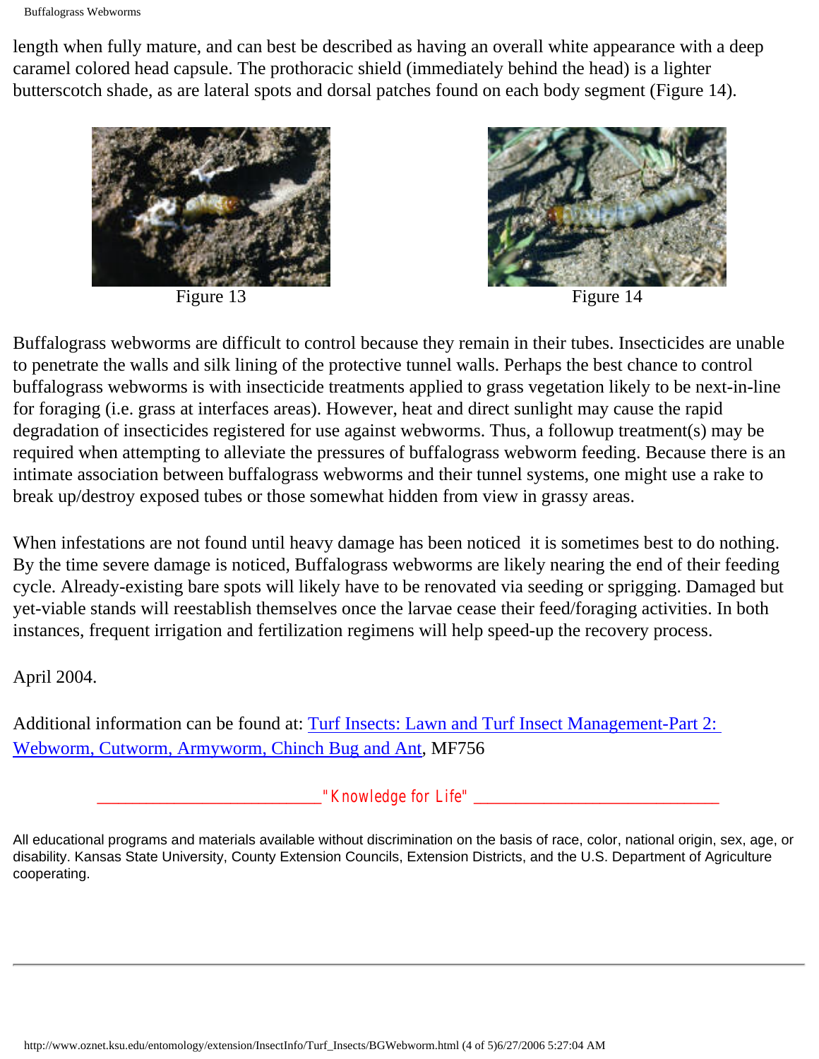length when fully mature, and can best be described as having an overall white appearance with a deep caramel colored head capsule. The prothoracic shield (immediately behind the head) is a lighter butterscotch shade, as are lateral spots and dorsal patches found on each body segment (Figure 14).

Figure 13

Figure 14

Buffalograss webworms are difficult to control because they remain in their tubes. Insecticides are unable to penetrate the walls and silk lining of the protective tunnel walls. Perhaps the best chance to control buffalograss webworms is with insecticide treatments applied to grass vegetation likely to be next-in-line for foraging (i.e. grass at interfaces areas). However, heat and direct sunlight may cause the rapid degradation of insecticides registered for use against webworms. Thus, a followup treatment(s) may be required when attempting to alleviate the pressures of buffalograss webworm feeding. Because there is an intimate association between buffalograss webworms and their tunnel systems, one might use a rake to break up/destroy exposed tubes or those somewhat hidden from view in grassy areas.

When infestations are not found until heavy damage has been noticed it is sometimes best to do nothing. By the time severe damage is noticed, Buffalograss webworms are likely nearing the end of their feeding cycle. Already-existing bare spots will likely have to be renovated via seeding or sprigging. Damaged but yet-viable stands will reestablish themselves once the larvae cease their feed/foraging activities. In both instances, frequent irrigation and fertilization regimens will help speed-up the recovery process.

April 2004.

Additional information can be found at: [Turf Insects: Lawn and Turf Insect Management-Part 2: Webworm, Cutworm, Armyworm, Chinch Bug and Ant](), MF756

"Knowledge for Life"

All educational programs and materials available without discrimination on the basis of race, color, national origin, sex, age, or disability. Kansas State University, County Extension Councils, Extension Districts, and the U.S. Department of Agriculture cooperating.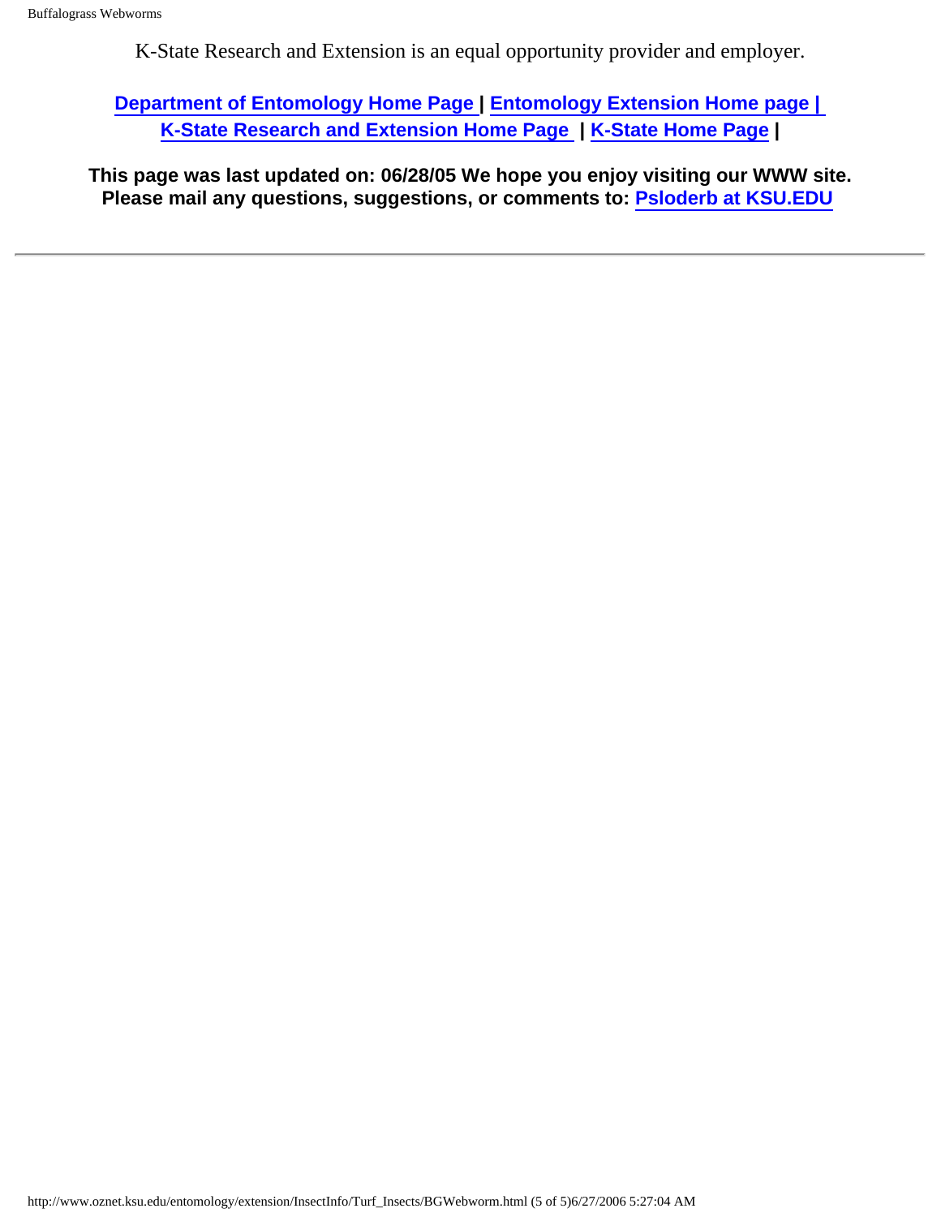K-State Research and Extension is an equal opportunity provider and employer.

**Department of Entomology Home Page | Entomology Extension Home page | K-State Research and Extension Home Page | K-State Home Page |**

**This page was last updated on: 06/28/05 We hope you enjoy visiting our WWW site. Please mail any questions, suggestions, or comments to: Psloderb at KSU.EDU**

---